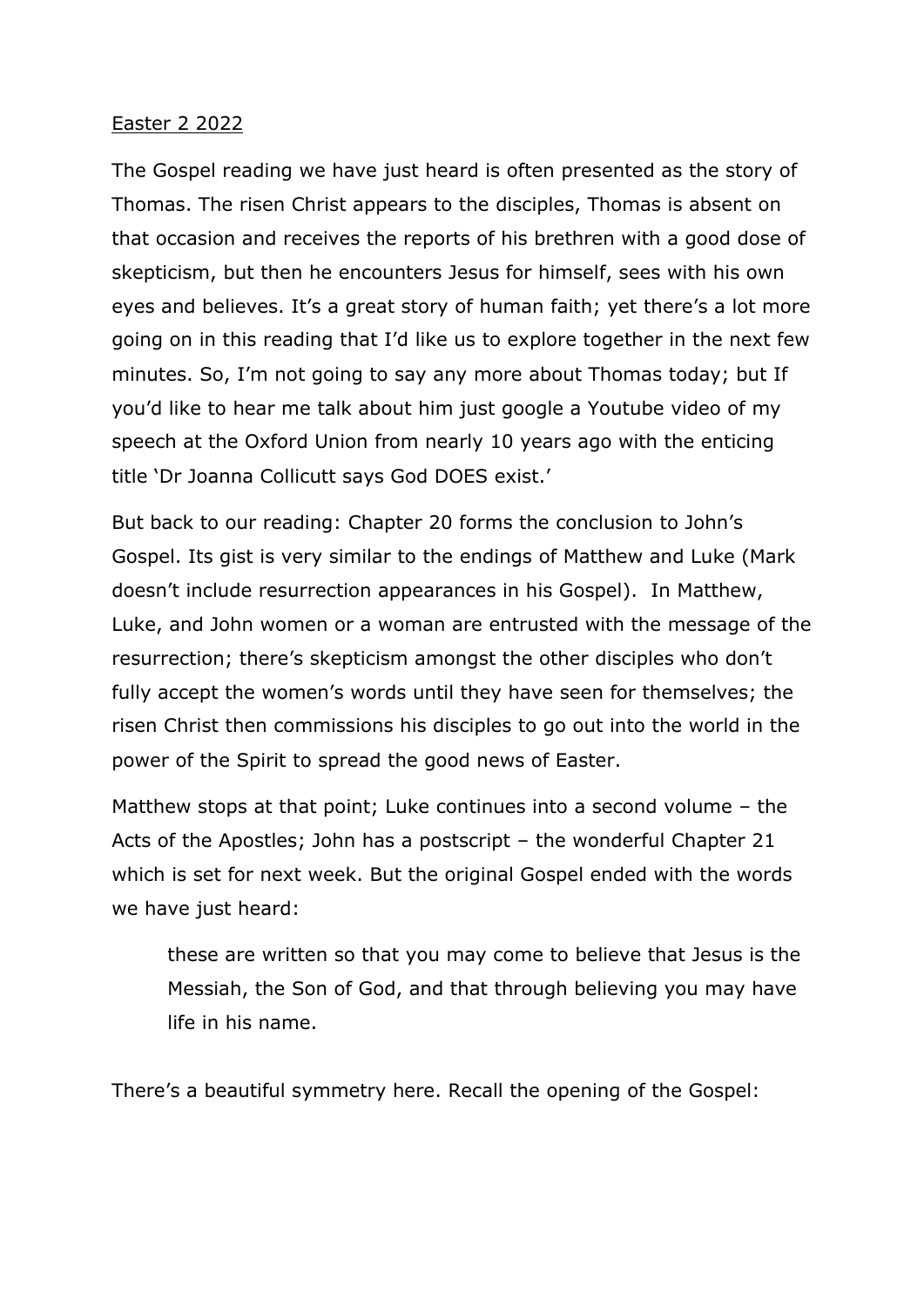<u>Easter 2 2022</u>

The Gospel reading we have just heard is often presented as the story of Thomas. The risen Christ appears to the disciples, Thomas is absent on that occasion and receives the reports of his brethren with a good dose of skepticism, but then he encounters Jesus for himself, sees with his own eyes and believes. It's a great story of human faith; yet there's a lot more going on in this reading that I'd like us to explore together in the next few minutes. So, I'm not going to say any more about Thomas today; but If you'd like to hear me talk about him just google a Youtube video of my speech at the Oxford Union from nearly 10 years ago with the enticing title 'Dr Joanna Collicutt says God DOES exist.'

But back to our reading: Chapter 20 forms the conclusion to John's Gospel. Its gist is very similar to the endings of Matthew and Luke (Mark doesn't include resurrection appearances in his Gospel). In Matthew, Luke, and John women or a woman are entrusted with the message of the resurrection; there's skepticism amongst the other disciples who don't fully accept the women's words until they have seen for themselves; the risen Christ then commissions his disciples to go out into the world in the power of the Spirit to spread the good news of Easter.

Matthew stops at that point; Luke continues into a second volume – the Acts of the Apostles; John has a postscript – the wonderful Chapter 21 which is set for next week. But the original Gospel ended with the words we have just heard:

> these are written so that you may come to believe that Jesus is the Messiah, the Son of God, and that through believing you may have life in his name.

There's a beautiful symmetry here. Recall the opening of the Gospel: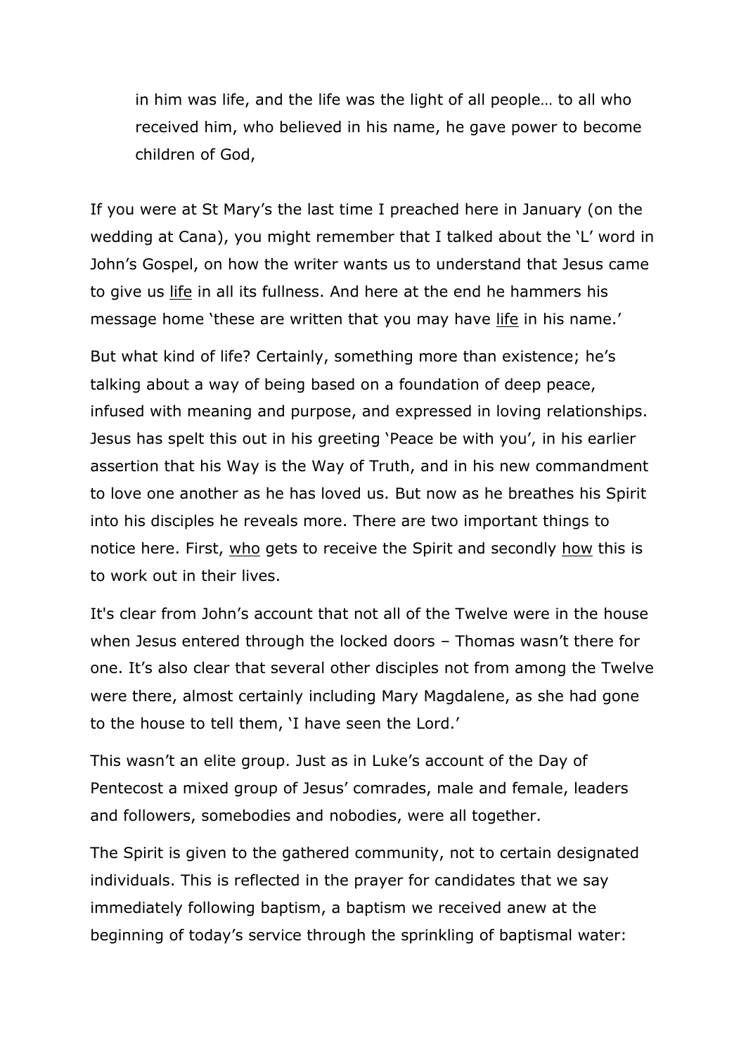> in him was life, and the life was the light of all people… to all who received him, who believed in his name, he gave power to become children of God,

If you were at St Mary's the last time I preached here in January (on the wedding at Cana), you might remember that I talked about the 'L' word in John's Gospel, on how the writer wants us to understand that Jesus came to give us <u>life</u> in all its fullness. And here at the end he hammers his message home 'these are written that you may have <u>life</u> in his name.'

But what kind of life? Certainly, something more than existence; he's talking about a way of being based on a foundation of deep peace, infused with meaning and purpose, and expressed in loving relationships. Jesus has spelt this out in his greeting 'Peace be with you', in his earlier assertion that his Way is the Way of Truth, and in his new commandment to love one another as he has loved us. But now as he breathes his Spirit into his disciples he reveals more. There are two important things to notice here. First, <u>who</u> gets to receive the Spirit and secondly <u>how</u> this is to work out in their lives.

It's clear from John's account that not all of the Twelve were in the house when Jesus entered through the locked doors – Thomas wasn't there for one. It's also clear that several other disciples not from among the Twelve were there, almost certainly including Mary Magdalene, as she had gone to the house to tell them, 'I have seen the Lord.'

This wasn't an elite group. Just as in Luke's account of the Day of Pentecost a mixed group of Jesus' comrades, male and female, leaders and followers, somebodies and nobodies, were all together.

The Spirit is given to the gathered community, not to certain designated individuals. This is reflected in the prayer for candidates that we say immediately following baptism, a baptism we received anew at the beginning of today's service through the sprinkling of baptismal water: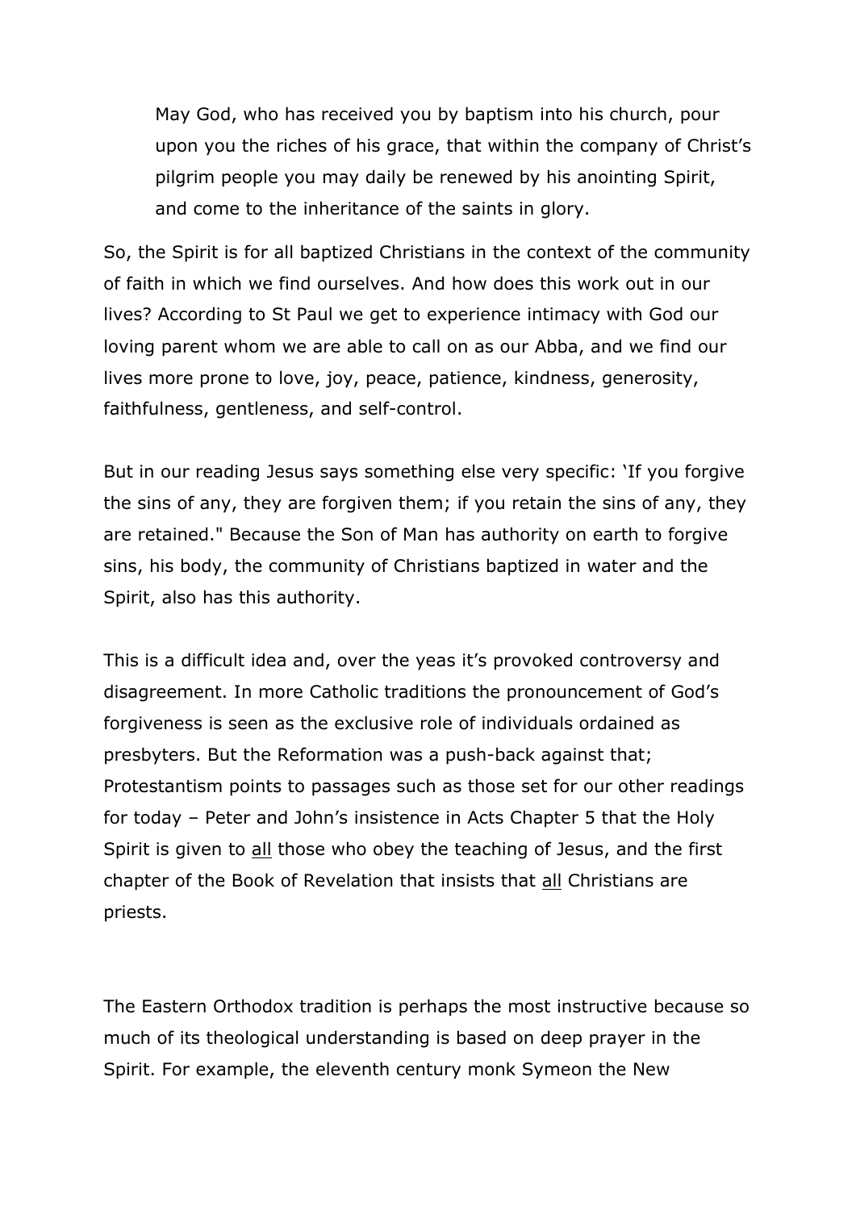> May God, who has received you by baptism into his church, pour upon you the riches of his grace, that within the company of Christ's pilgrim people you may daily be renewed by his anointing Spirit, and come to the inheritance of the saints in glory.

So, the Spirit is for all baptized Christians in the context of the community of faith in which we find ourselves. And how does this work out in our lives? According to St Paul we get to experience intimacy with God our loving parent whom we are able to call on as our Abba, and we find our lives more prone to love, joy, peace, patience, kindness, generosity, faithfulness, gentleness, and self-control.

But in our reading Jesus says something else very specific: 'If you forgive the sins of any, they are forgiven them; if you retain the sins of any, they are retained." Because the Son of Man has authority on earth to forgive sins, his body, the community of Christians baptized in water and the Spirit, also has this authority.

This is a difficult idea and, over the yeas it's provoked controversy and disagreement. In more Catholic traditions the pronouncement of God's forgiveness is seen as the exclusive role of individuals ordained as presbyters. But the Reformation was a push-back against that; Protestantism points to passages such as those set for our other readings for today – Peter and John's insistence in Acts Chapter 5 that the Holy Spirit is given to <u>all</u> those who obey the teaching of Jesus, and the first chapter of the Book of Revelation that insists that <u>all</u> Christians are priests.

The Eastern Orthodox tradition is perhaps the most instructive because so much of its theological understanding is based on deep prayer in the Spirit. For example, the eleventh century monk Symeon the New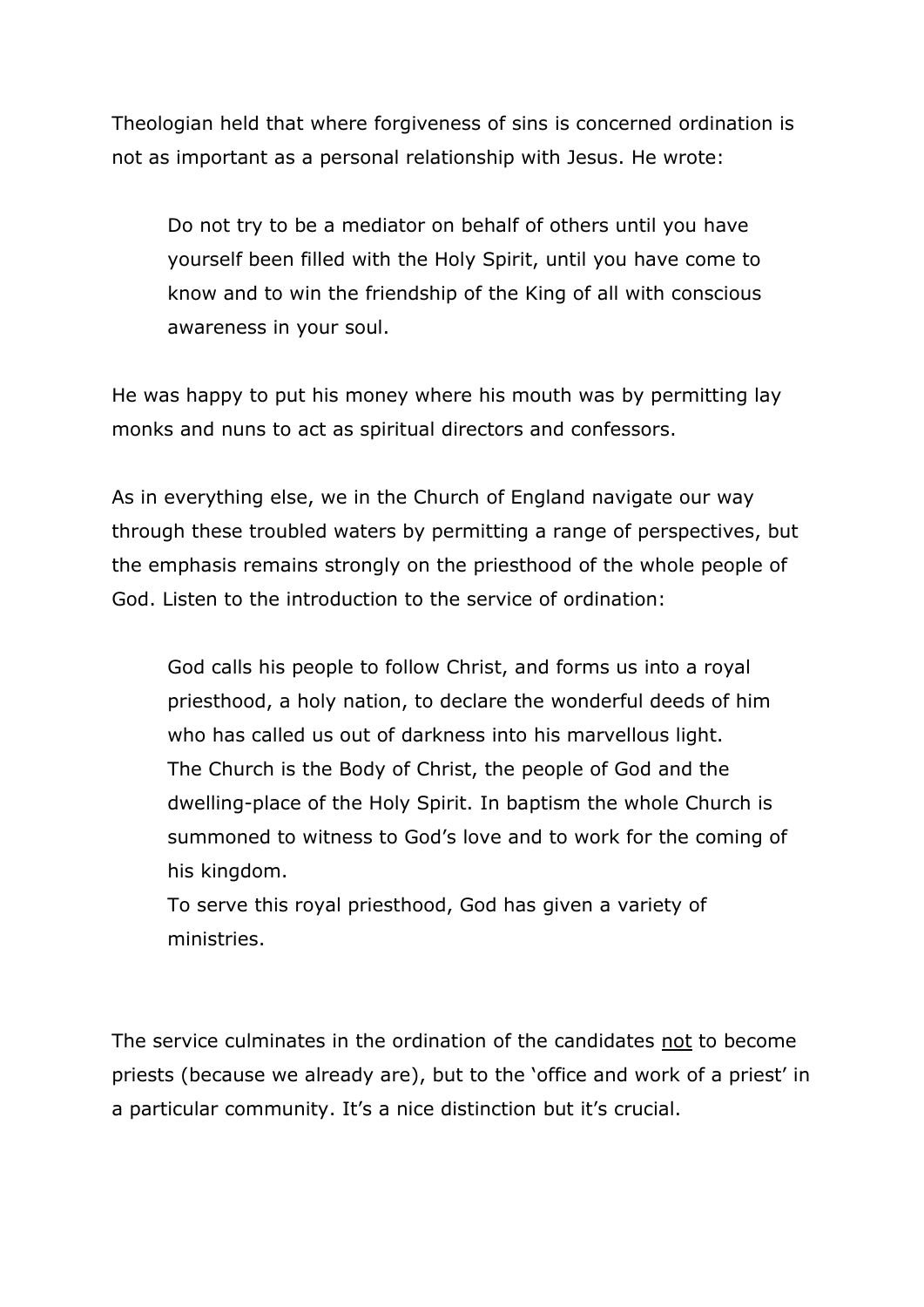Theologian held that where forgiveness of sins is concerned ordination is not as important as a personal relationship with Jesus. He wrote:

> Do not try to be a mediator on behalf of others until you have yourself been filled with the Holy Spirit, until you have come to know and to win the friendship of the King of all with conscious awareness in your soul.

He was happy to put his money where his mouth was by permitting lay monks and nuns to act as spiritual directors and confessors.

As in everything else, we in the Church of England navigate our way through these troubled waters by permitting a range of perspectives, but the emphasis remains strongly on the priesthood of the whole people of God. Listen to the introduction to the service of ordination:

> God calls his people to follow Christ, and forms us into a royal priesthood, a holy nation, to declare the wonderful deeds of him who has called us out of darkness into his marvellous light.
> The Church is the Body of Christ, the people of God and the dwelling-place of the Holy Spirit. In baptism the whole Church is summoned to witness to God's love and to work for the coming of his kingdom.
> To serve this royal priesthood, God has given a variety of ministries.

The service culminates in the ordination of the candidates <u>not</u> to become priests (because we already are), but to the 'office and work of a priest' in a particular community. It's a nice distinction but it's crucial.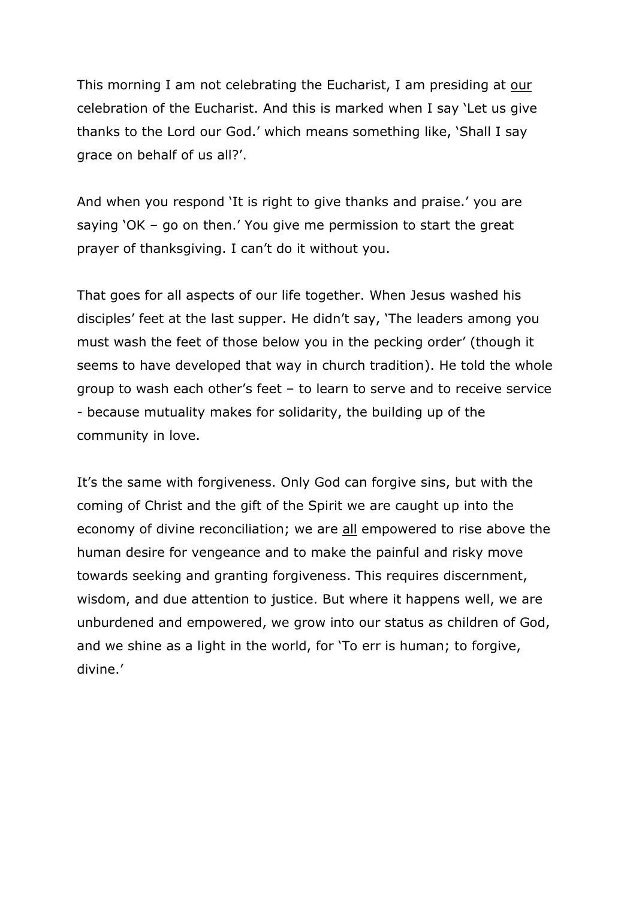This morning I am not celebrating the Eucharist, I am presiding at <u>our</u> celebration of the Eucharist. And this is marked when I say 'Let us give thanks to the Lord our God.' which means something like, 'Shall I say grace on behalf of us all?'.

And when you respond 'It is right to give thanks and praise.' you are saying 'OK – go on then.' You give me permission to start the great prayer of thanksgiving. I can't do it without you.

That goes for all aspects of our life together. When Jesus washed his disciples' feet at the last supper. He didn't say, 'The leaders among you must wash the feet of those below you in the pecking order' (though it seems to have developed that way in church tradition). He told the whole group to wash each other's feet – to learn to serve and to receive service - because mutuality makes for solidarity, the building up of the community in love.

It's the same with forgiveness. Only God can forgive sins, but with the coming of Christ and the gift of the Spirit we are caught up into the economy of divine reconciliation; we are <u>all</u> empowered to rise above the human desire for vengeance and to make the painful and risky move towards seeking and granting forgiveness. This requires discernment, wisdom, and due attention to justice. But where it happens well, we are unburdened and empowered, we grow into our status as children of God, and we shine as a light in the world, for 'To err is human; to forgive, divine.'